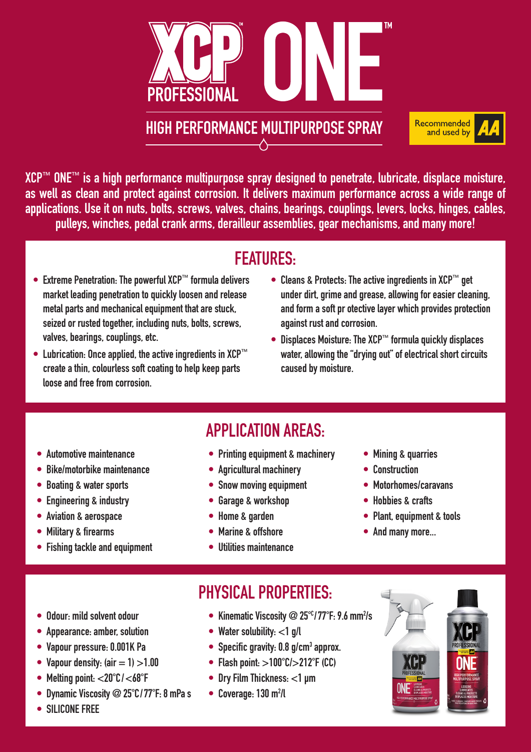# XCP™ PROFESSIONAL ONE™

## HIGH PERFORMANCE MULTIPURPOSE SPRAY

Recommended and used by AA

**XCP™ ONE™ is a high performance multipurpose spray designed to penetrate, lubricate, displace moisture, as well as clean and protect against corrosion. It delivers maximum performance across a wide range of applications. Use it on nuts, bolts, screws, valves, chains, bearings, couplings, levers, locks, hinges, cables, pulleys, winches, pedal crank arms, derailleur assemblies, gear mechanisms, and many more!**

## FEATURES:

- **Extreme Penetration:** The powerful XCP™ formula delivers market leading penetration to quickly loosen and release metal parts and mechanical equipment that are stuck, seized or rusted together, including nuts, bolts, screws, valves, bearings, couplings, etc.
- **Lubrication:** Once applied, the active ingredients in XCP™ create a thin, colourless soft coating to help keep parts loose and free from corrosion.
- **Cleans & Protects:** The active ingredients in XCP™ get under dirt, grime and grease, allowing for easier cleaning, and form a soft pr otective layer which provides protection against rust and corrosion.
- **Displaces Moisture:** The XCP™ formula quickly displaces water, allowing the "drying out" of electrical short circuits caused by moisture.

## APPLICATION AREAS:

- Automotive maintenance
- Bike/motorbike maintenance
- Boating & water sports
- Engineering & industry
- Aviation & aerospace
- Military & firearms
- Fishing tackle and equipment
- Printing equipment & machinery
- Agricultural machinery
- Snow moving equipment
- Garage & workshop
- Home & garden
- Marine & offshore
- Utilities maintenance
- Mining & quarries
- Construction
- Motorhomes/caravans
- Hobbies & crafts
- Plant, equipment & tools
- And many more...

## PHYSICAL PROPERTIES:

- Odour: mild solvent odour
- Appearance: amber, solution
- Vapour pressure: 0.001K Pa
- Vapour density: (air = 1) >1.00
- Melting point: <20°C/<68°F
- Dynamic Viscosity @ 25°C/77°F: 8 mPa s
- SILICONE FREE
- Kinematic Viscosity @ 25°C/77°F: 9.6 $mm^2/s$
- Water solubility: <1 g/l
- Specific gravity: 0.8 $g/cm^3$ approx.
- Flash point: >100°C/>212°F (CC)
- Dry Film Thickness: <1 µm
- Coverage: 130 $m^2/l$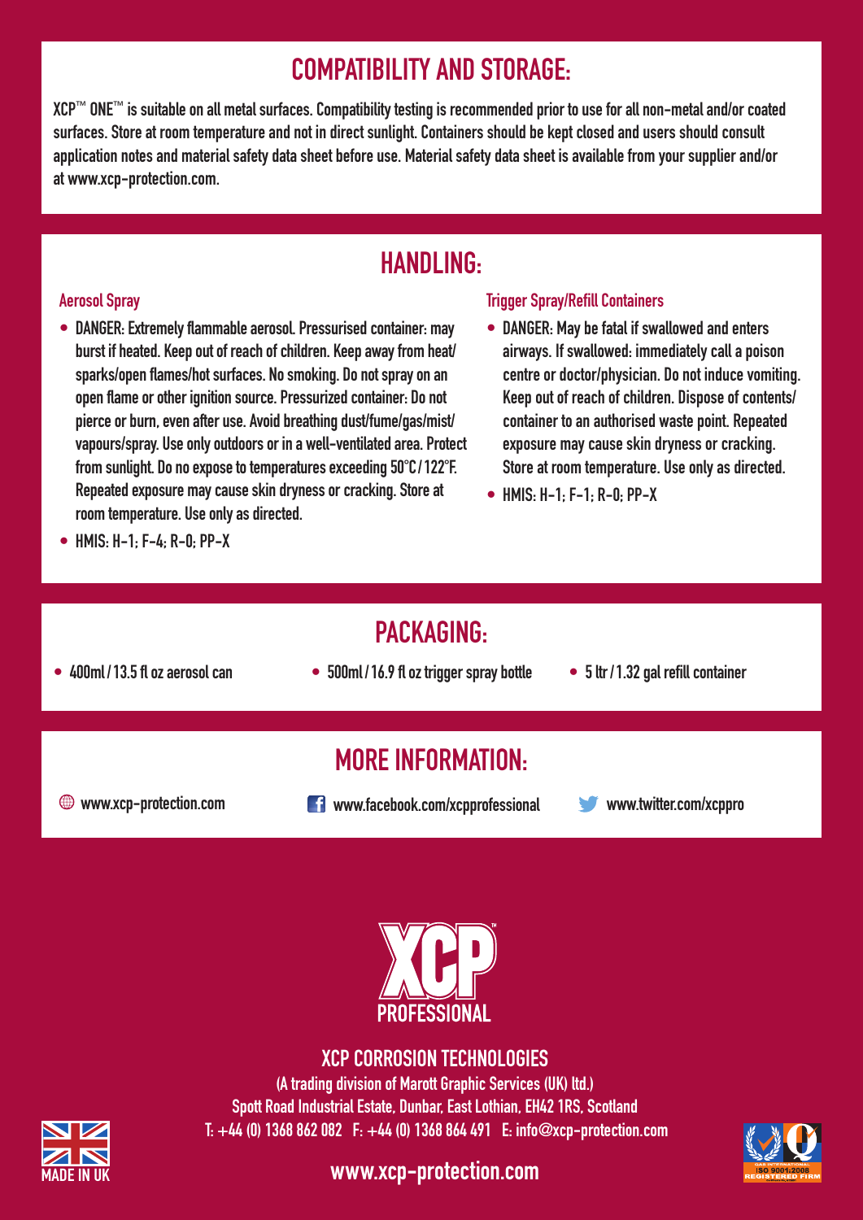## COMPATIBILITY AND STORAGE:

XCP™ ONE™ is suitable on all metal surfaces. Compatibility testing is recommended prior to use for all non-metal and/or coated surfaces. Store at room temperature and not in direct sunlight. Containers should be kept closed and users should consult application notes and material safety data sheet before use. Material safety data sheet is available from your supplier and/or at www.xcp-protection.com.

## HANDLING:

### Aerosol Spray

- DANGER: Extremely flammable aerosol. Pressurised container: may burst if heated. Keep out of reach of children. Keep away from heat/sparks/open flames/hot surfaces. No smoking. Do not spray on an open flame or other ignition source. Pressurized container: Do not pierce or burn, even after use. Avoid breathing dust/fume/gas/mist/vapours/spray. Use only outdoors or in a well-ventilated area. Protect from sunlight. Do no expose to temperatures exceeding 50°C/122°F. Repeated exposure may cause skin dryness or cracking. Store at room temperature. Use only as directed.
- HMIS: H-1; F-4; R-0; PP-X

### Trigger Spray/Refill Containers

- DANGER: May be fatal if swallowed and enters airways. If swallowed: immediately call a poison centre or doctor/physician. Do not induce vomiting. Keep out of reach of children. Dispose of contents/container to an authorised waste point. Repeated exposure may cause skin dryness or cracking. Store at room temperature. Use only as directed.
- HMIS: H-1; F-1; R-0; PP-X

## PACKAGING:

- 400ml / 13.5 fl oz aerosol can
- 500ml / 16.9 fl oz trigger spray bottle
- 5 ltr / 1.32 gal refill container

## MORE INFORMATION:

- www.xcp-protection.com
- www.facebook.com/xcpprofessional
- www.twitter.com/xcppro

XCP™ PROFESSIONAL

**XCP CORROSION TECHNOLOGIES**

(A trading division of Marott Graphic Services (UK) ltd.)
Spott Road Industrial Estate, Dunbar, East Lothian, EH42 1RS, Scotland
T: +44 (0) 1368 862 082 F: +44 (0) 1368 864 491 E: info@xcp-protection.com

MADE IN UK

**www.xcp-protection.com**

ISO 9001:2008 REGISTERED FIRM